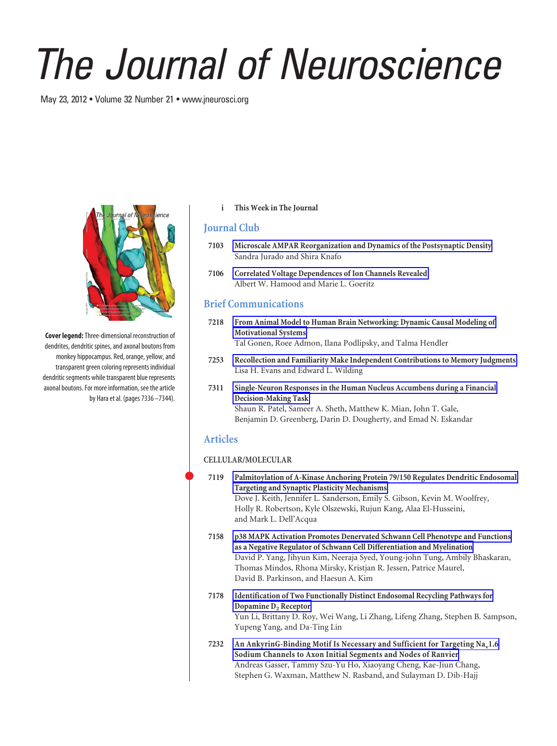# The Journal of Neuroscience

May 23, 2012 • Volume 32 Number 21 • www.jneurosci.org

**Cover legend:** Three-dimensional reconstruction of dendrites, dendritic spines, and axonal boutons from monkey hippocampus. Red, orange, yellow, and transparent green coloring represents individual dendritic segments while transparent blue represents axonal boutons. For more information, see the article by Hara et al. (pages 7336–7344).

i **This Week in The Journal**

## Journal Club

7103 **Microscale AMPAR Reorganization and Dynamics of the Postsynaptic Density**
Sandra Jurado and Shira Knafo

7106 **Correlated Voltage Dependences of Ion Channels Revealed**
Albert W. Hamood and Marie L. Goeritz

## Brief Communications

7218 **From Animal Model to Human Brain Networking: Dynamic Causal Modeling of Motivational Systems**
Tal Gonen, Roee Admon, Ilana Podlipsky, and Talma Hendler

7253 **Recollection and Familiarity Make Independent Contributions to Memory Judgments**
Lisa H. Evans and Edward L. Wilding

7311 **Single-Neuron Responses in the Human Nucleus Accumbens during a Financial Decision-Making Task**
Shaun R. Patel, Sameer A. Sheth, Matthew K. Mian, John T. Gale, Benjamin D. Greenberg, Darin D. Dougherty, and Emad N. Eskandar

## Articles

### CELLULAR/MOLECULAR

7119 **Palmitoylation of A-Kinase Anchoring Protein 79/150 Regulates Dendritic Endosomal Targeting and Synaptic Plasticity Mechanisms**
Dove J. Keith, Jennifer L. Sanderson, Emily S. Gibson, Kevin M. Woolfrey, Holly R. Robertson, Kyle Olszewski, Rujun Kang, Alaa El-Husseini, and Mark L. Dell'Acqua

7158 **p38 MAPK Activation Promotes Denervated Schwann Cell Phenotype and Functions as a Negative Regulator of Schwann Cell Differentiation and Myelination**
David P. Yang, Jihyun Kim, Neeraja Syed, Young-john Tung, Ambily Bhaskaran, Thomas Mindos, Rhona Mirsky, Kristjan R. Jessen, Patrice Maurel, David B. Parkinson, and Haesun A. Kim

7178 **Identification of Two Functionally Distinct Endosomal Recycling Pathways for Dopamine $D_2$ Receptor**
Yun Li, Brittany D. Roy, Wei Wang, Li Zhang, Lifeng Zhang, Stephen B. Sampson, Yupeng Yang, and Da-Ting Lin

7232 **An AnkyrinG-Binding Motif Is Necessary and Sufficient for Targeting $Na_v1.6$ Sodium Channels to Axon Initial Segments and Nodes of Ranvier**
Andreas Gasser, Tammy Szu-Yu Ho, Xiaoyang Cheng, Kae-Jiun Chang, Stephen G. Waxman, Matthew N. Rasband, and Sulayman D. Dib-Hajj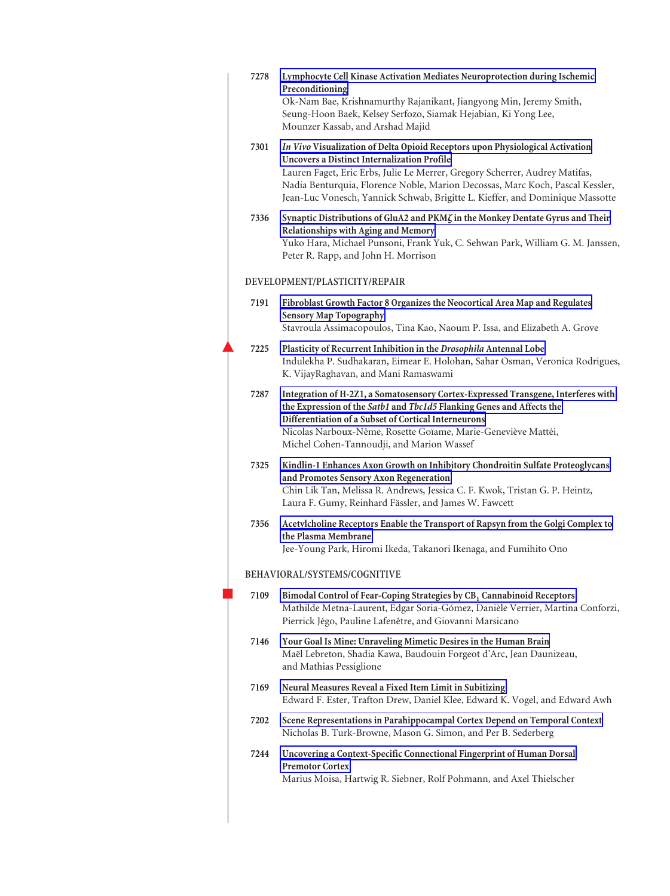7278 **Lymphocyte Cell Kinase Activation Mediates Neuroprotection during Ischemic Preconditioning**
Ok-Nam Bae, Krishnamurthy Rajanikant, Jiangyong Min, Jeremy Smith, Seung-Hoon Baek, Kelsey Serfozo, Siamak Hejabian, Ki Yong Lee, Mounzer Kassab, and Arshad Majid

7301 ***In Vivo* Visualization of Delta Opioid Receptors upon Physiological Activation Uncovers a Distinct Internalization Profile**
Lauren Faget, Eric Erbs, Julie Le Merrer, Gregory Scherrer, Audrey Matifas, Nadia Benturquia, Florence Noble, Marion Decossas, Marc Koch, Pascal Kessler, Jean-Luc Vonesch, Yannick Schwab, Brigitte L. Kieffer, and Dominique Massotte

7336 **Synaptic Distributions of GluA2 and PKMζ in the Monkey Dentate Gyrus and Their Relationships with Aging and Memory**
Yuko Hara, Michael Punsoni, Frank Yuk, C. Sehwan Park, William G. M. Janssen, Peter R. Rapp, and John H. Morrison

## DEVELOPMENT/PLASTICITY/REPAIR

7191 **Fibroblast Growth Factor 8 Organizes the Neocortical Area Map and Regulates Sensory Map Topography**
Stavroula Assimacopoulos, Tina Kao, Naoum P. Issa, and Elizabeth A. Grove

7225 **Plasticity of Recurrent Inhibition in the *Drosophila* Antennal Lobe**
Indulekha P. Sudhakaran, Eimear E. Holohan, Sahar Osman, Veronica Rodrigues, K. VijayRaghavan, and Mani Ramaswami

7287 **Integration of H-2Z1, a Somatosensory Cortex-Expressed Transgene, Interferes with the Expression of the *Satb1* and *Tbc1d5* Flanking Genes and Affects the Differentiation of a Subset of Cortical Interneurons**
Nicolas Narboux-Nême, Rosette Goïame, Marie-Geneviève Mattéi, Michel Cohen-Tannoudji, and Marion Wassef

7325 **Kindlin-1 Enhances Axon Growth on Inhibitory Chondroitin Sulfate Proteoglycans and Promotes Sensory Axon Regeneration**
Chin Lik Tan, Melissa R. Andrews, Jessica C. F. Kwok, Tristan G. P. Heintz, Laura F. Gumy, Reinhard Fässler, and James W. Fawcett

7356 **Acetylcholine Receptors Enable the Transport of Rapsyn from the Golgi Complex to the Plasma Membrane**
Jee-Young Park, Hiromi Ikeda, Takanori Ikenaga, and Fumihito Ono

## BEHAVIORAL/SYSTEMS/COGNITIVE

7109 **Bimodal Control of Fear-Coping Strategies by $CB_1$ Cannabinoid Receptors**
Mathilde Metna-Laurent, Edgar Soria-Gómez, Danièle Verrier, Martina Conforzi, Pierrick Jégo, Pauline Lafenêtre, and Giovanni Marsicano

7146 **Your Goal Is Mine: Unraveling Mimetic Desires in the Human Brain**
Maël Lebreton, Shadia Kawa, Baudouin Forgeot d'Arc, Jean Daunizeau, and Mathias Pessiglione

7169 **Neural Measures Reveal a Fixed Item Limit in Subitizing**
Edward F. Ester, Trafton Drew, Daniel Klee, Edward K. Vogel, and Edward Awh

7202 **Scene Representations in Parahippocampal Cortex Depend on Temporal Context**
Nicholas B. Turk-Browne, Mason G. Simon, and Per B. Sederberg

7244 **Uncovering a Context-Specific Connectional Fingerprint of Human Dorsal Premotor Cortex**
Marius Moisa, Hartwig R. Siebner, Rolf Pohmann, and Axel Thielscher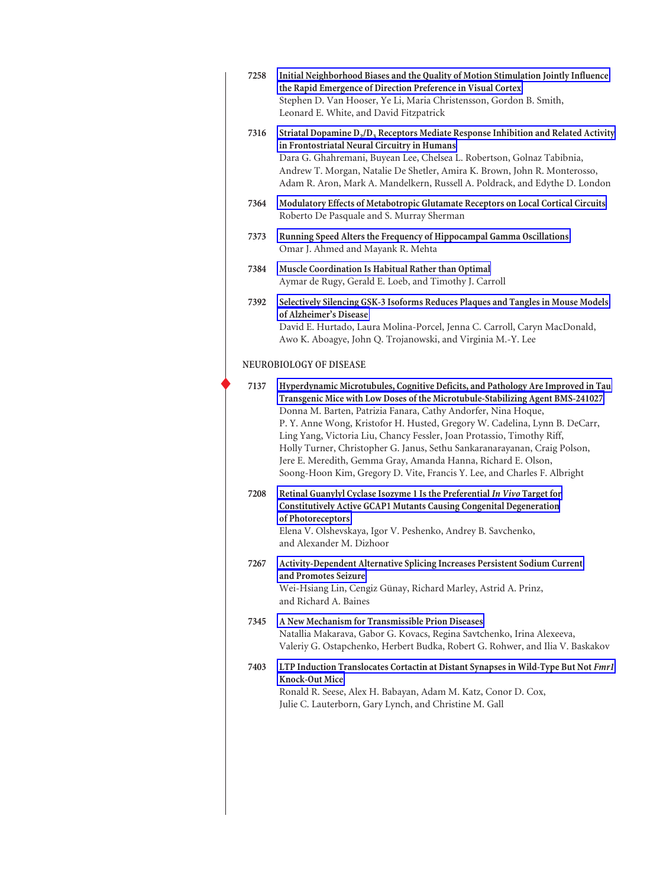7258 **Initial Neighborhood Biases and the Quality of Motion Stimulation Jointly Influence the Rapid Emergence of Direction Preference in Visual Cortex**
Stephen D. Van Hooser, Ye Li, Maria Christensson, Gordon B. Smith, Leonard E. White, and David Fitzpatrick

7316 **Striatal Dopamine $D_2/D_3$ Receptors Mediate Response Inhibition and Related Activity in Frontostriatal Neural Circuitry in Humans**
Dara G. Ghahremani, Buyean Lee, Chelsea L. Robertson, Golnaz Tabibnia, Andrew T. Morgan, Natalie De Shetler, Amira K. Brown, John R. Monterosso, Adam R. Aron, Mark A. Mandelkern, Russell A. Poldrack, and Edythe D. London

7364 **Modulatory Effects of Metabotropic Glutamate Receptors on Local Cortical Circuits**
Roberto De Pasquale and S. Murray Sherman

7373 **Running Speed Alters the Frequency of Hippocampal Gamma Oscillations**
Omar J. Ahmed and Mayank R. Mehta

7384 **Muscle Coordination Is Habitual Rather than Optimal**
Aymar de Rugy, Gerald E. Loeb, and Timothy J. Carroll

7392 **Selectively Silencing GSK-3 Isoforms Reduces Plaques and Tangles in Mouse Models of Alzheimer's Disease**
David E. Hurtado, Laura Molina-Porcel, Jenna C. Carroll, Caryn MacDonald, Awo K. Aboagye, John Q. Trojanowski, and Virginia M.-Y. Lee

## NEUROBIOLOGY OF DISEASE

7137 **Hyperdynamic Microtubules, Cognitive Deficits, and Pathology Are Improved in Tau Transgenic Mice with Low Doses of the Microtubule-Stabilizing Agent BMS-241027**
Donna M. Barten, Patrizia Fanara, Cathy Andorfer, Nina Hoque, P. Y. Anne Wong, Kristofor H. Husted, Gregory W. Cadelina, Lynn B. DeCarr, Ling Yang, Victoria Liu, Chancy Fessler, Joan Protassio, Timothy Riff, Holly Turner, Christopher G. Janus, Sethu Sankaranarayanan, Craig Polson, Jere E. Meredith, Gemma Gray, Amanda Hanna, Richard E. Olson, Soong-Hoon Kim, Gregory D. Vite, Francis Y. Lee, and Charles F. Albright

7208 **Retinal Guanylyl Cyclase Isozyme 1 Is the Preferential *In Vivo* Target for Constitutively Active GCAP1 Mutants Causing Congenital Degeneration of Photoreceptors**
Elena V. Olshevskaya, Igor V. Peshenko, Andrey B. Savchenko, and Alexander M. Dizhoor

7267 **Activity-Dependent Alternative Splicing Increases Persistent Sodium Current and Promotes Seizure**
Wei-Hsiang Lin, Cengiz Günay, Richard Marley, Astrid A. Prinz, and Richard A. Baines

7345 **A New Mechanism for Transmissible Prion Diseases**
Natallia Makarava, Gabor G. Kovacs, Regina Savtchenko, Irina Alexeeva, Valeriy G. Ostapchenko, Herbert Budka, Robert G. Rohwer, and Ilia V. Baskakov

7403 **LTP Induction Translocates Cortactin at Distant Synapses in Wild-Type But Not *Fmr1* Knock-Out Mice**
Ronald R. Seese, Alex H. Babayan, Adam M. Katz, Conor D. Cox, Julie C. Lauterborn, Gary Lynch, and Christine M. Gall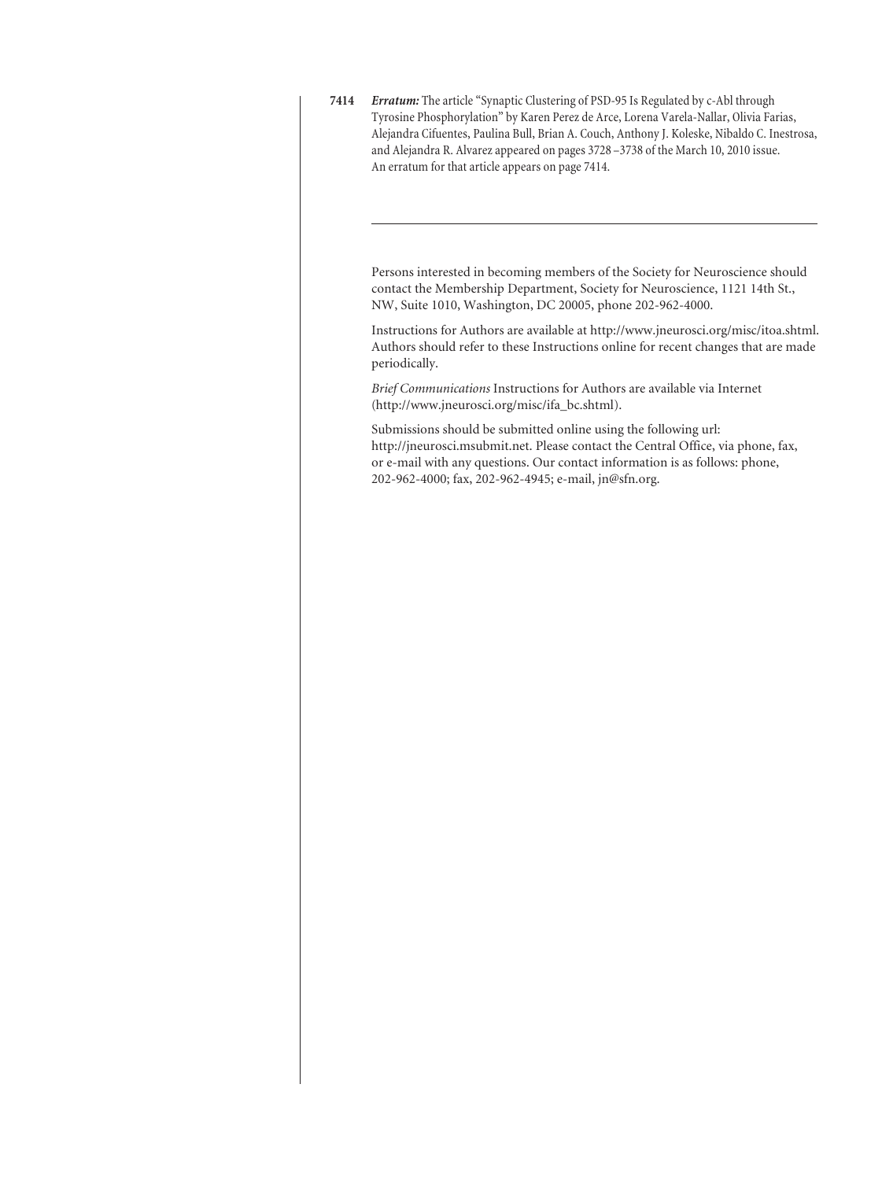**7414** ***Erratum:*** The article "Synaptic Clustering of PSD-95 Is Regulated by c-Abl through Tyrosine Phosphorylation" by Karen Perez de Arce, Lorena Varela-Nallar, Olivia Farias, Alejandra Cifuentes, Paulina Bull, Brian A. Couch, Anthony J. Koleske, Nibaldo C. Inestrosa, and Alejandra R. Alvarez appeared on pages 3728 –3738 of the March 10, 2010 issue. An erratum for that article appears on page 7414.

---

Persons interested in becoming members of the Society for Neuroscience should contact the Membership Department, Society for Neuroscience, 1121 14th St., NW, Suite 1010, Washington, DC 20005, phone 202-962-4000.

Instructions for Authors are available at http://www.jneurosci.org/misc/itoa.shtml. Authors should refer to these Instructions online for recent changes that are made periodically.

*Brief Communications* Instructions for Authors are available via Internet (http://www.jneurosci.org/misc/ifa_bc.shtml).

Submissions should be submitted online using the following url: http://jneurosci.msubmit.net. Please contact the Central Office, via phone, fax, or e-mail with any questions. Our contact information is as follows: phone, 202-962-4000; fax, 202-962-4945; e-mail, jn@sfn.org.